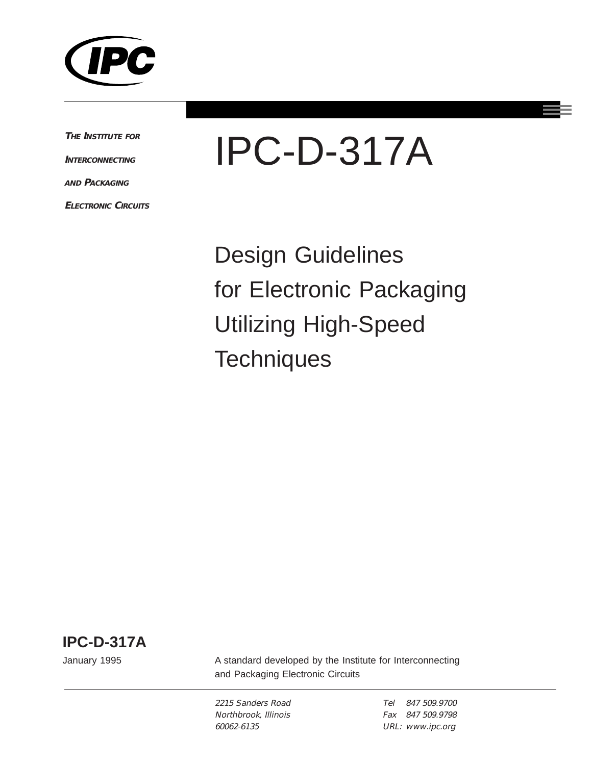**THE INSTITUTE FOR INTERCONNECTING AND PACKAGING ELECTRONIC CIRCUITS**

# IPC-D-317A

## Design Guidelines for Electronic Packaging Utilizing High-Speed Techniques

**IPC-D-317A**

January 1995

A standard developed by the Institute for Interconnecting and Packaging Electronic Circuits

*2215 Sanders Road*
*Northbrook, Illinois*
*60062-6135*

*Tel 847 509.9700*
*Fax 847 509.9798*
*URL: www.ipc.org*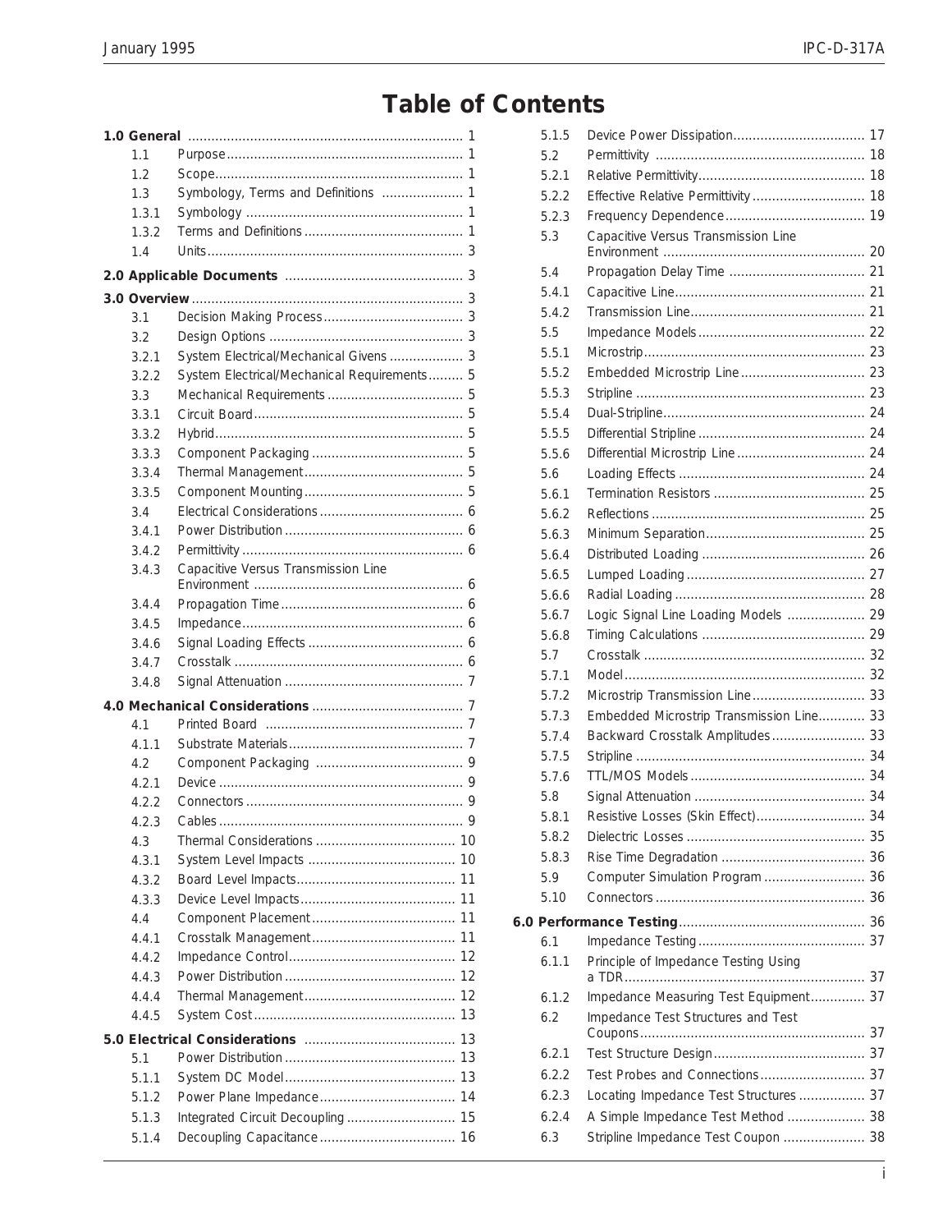# Table of Contents

**1.0 General** ........ 1

- 1.1 Purpose ........ 1
- 1.2 Scope ........ 1
- 1.3 Symbology, Terms and Definitions ........ 1
- 1.3.1 Symbology ........ 1
- 1.3.2 Terms and Definitions ........ 1
- 1.4 Units ........ 3

**2.0 Applicable Documents** ........ 3

**3.0 Overview** ........ 3

- 3.1 Decision Making Process ........ 3
- 3.2 Design Options ........ 3
- 3.2.1 System Electrical/Mechanical Givens ........ 3
- 3.2.2 System Electrical/Mechanical Requirements ........ 5
- 3.3 Mechanical Requirements ........ 5
- 3.3.1 Circuit Board ........ 5
- 3.3.2 Hybrid ........ 5
- 3.3.3 Component Packaging ........ 5
- 3.3.4 Thermal Management ........ 5
- 3.3.5 Component Mounting ........ 5
- 3.4 Electrical Considerations ........ 6
- 3.4.1 Power Distribution ........ 6
- 3.4.2 Permittivity ........ 6
- 3.4.3 Capacitive Versus Transmission Line Environment ........ 6
- 3.4.4 Propagation Time ........ 6
- 3.4.5 Impedance ........ 6
- 3.4.6 Signal Loading Effects ........ 6
- 3.4.7 Crosstalk ........ 6
- 3.4.8 Signal Attenuation ........ 7

**4.0 Mechanical Considerations** ........ 7

- 4.1 Printed Board ........ 7
- 4.1.1 Substrate Materials ........ 7
- 4.2 Component Packaging ........ 9
- 4.2.1 Device ........ 9
- 4.2.2 Connectors ........ 9
- 4.2.3 Cables ........ 9
- 4.3 Thermal Considerations ........ 10
- 4.3.1 System Level Impacts ........ 10
- 4.3.2 Board Level Impacts ........ 11
- 4.3.3 Device Level Impacts ........ 11
- 4.4 Component Placement ........ 11
- 4.4.1 Crosstalk Management ........ 11
- 4.4.2 Impedance Control ........ 12
- 4.4.3 Power Distribution ........ 12
- 4.4.4 Thermal Management ........ 12
- 4.4.5 System Cost ........ 13

**5.0 Electrical Considerations** ........ 13

- 5.1 Power Distribution ........ 13
- 5.1.1 System DC Model ........ 13
- 5.1.2 Power Plane Impedance ........ 14
- 5.1.3 Integrated Circuit Decoupling ........ 15
- 5.1.4 Decoupling Capacitance ........ 16
- 5.1.5 Device Power Dissipation ........ 17
- 5.2 Permittivity ........ 18
- 5.2.1 Relative Permittivity ........ 18
- 5.2.2 Effective Relative Permittivity ........ 18
- 5.2.3 Frequency Dependence ........ 19
- 5.3 Capacitive Versus Transmission Line Environment ........ 20
- 5.4 Propagation Delay Time ........ 21
- 5.4.1 Capacitive Line ........ 21
- 5.4.2 Transmission Line ........ 21
- 5.5 Impedance Models ........ 22
- 5.5.1 Microstrip ........ 23
- 5.5.2 Embedded Microstrip Line ........ 23
- 5.5.3 Stripline ........ 23
- 5.5.4 Dual-Stripline ........ 24
- 5.5.5 Differential Stripline ........ 24
- 5.5.6 Differential Microstrip Line ........ 24
- 5.6 Loading Effects ........ 24
- 5.6.1 Termination Resistors ........ 25
- 5.6.2 Reflections ........ 25
- 5.6.3 Minimum Separation ........ 25
- 5.6.4 Distributed Loading ........ 26
- 5.6.5 Lumped Loading ........ 27
- 5.6.6 Radial Loading ........ 28
- 5.6.7 Logic Signal Line Loading Models ........ 29
- 5.6.8 Timing Calculations ........ 29
- 5.7 Crosstalk ........ 32
- 5.7.1 Model ........ 32
- 5.7.2 Microstrip Transmission Line ........ 33
- 5.7.3 Embedded Microstrip Transmission Line ........ 33
- 5.7.4 Backward Crosstalk Amplitudes ........ 33
- 5.7.5 Stripline ........ 34
- 5.7.6 TTL/MOS Models ........ 34
- 5.8 Signal Attenuation ........ 34
- 5.8.1 Resistive Losses (Skin Effect) ........ 34
- 5.8.2 Dielectric Losses ........ 35
- 5.8.3 Rise Time Degradation ........ 36
- 5.9 Computer Simulation Program ........ 36
- 5.10 Connectors ........ 36

**6.0 Performance Testing** ........ 36

- 6.1 Impedance Testing ........ 37
- 6.1.1 Principle of Impedance Testing Using a TDR ........ 37
- 6.1.2 Impedance Measuring Test Equipment ........ 37
- 6.2 Impedance Test Structures and Test Coupons ........ 37
- 6.2.1 Test Structure Design ........ 37
- 6.2.2 Test Probes and Connections ........ 37
- 6.2.3 Locating Impedance Test Structures ........ 37
- 6.2.4 A Simple Impedance Test Method ........ 38
- 6.3 Stripline Impedance Test Coupon ........ 38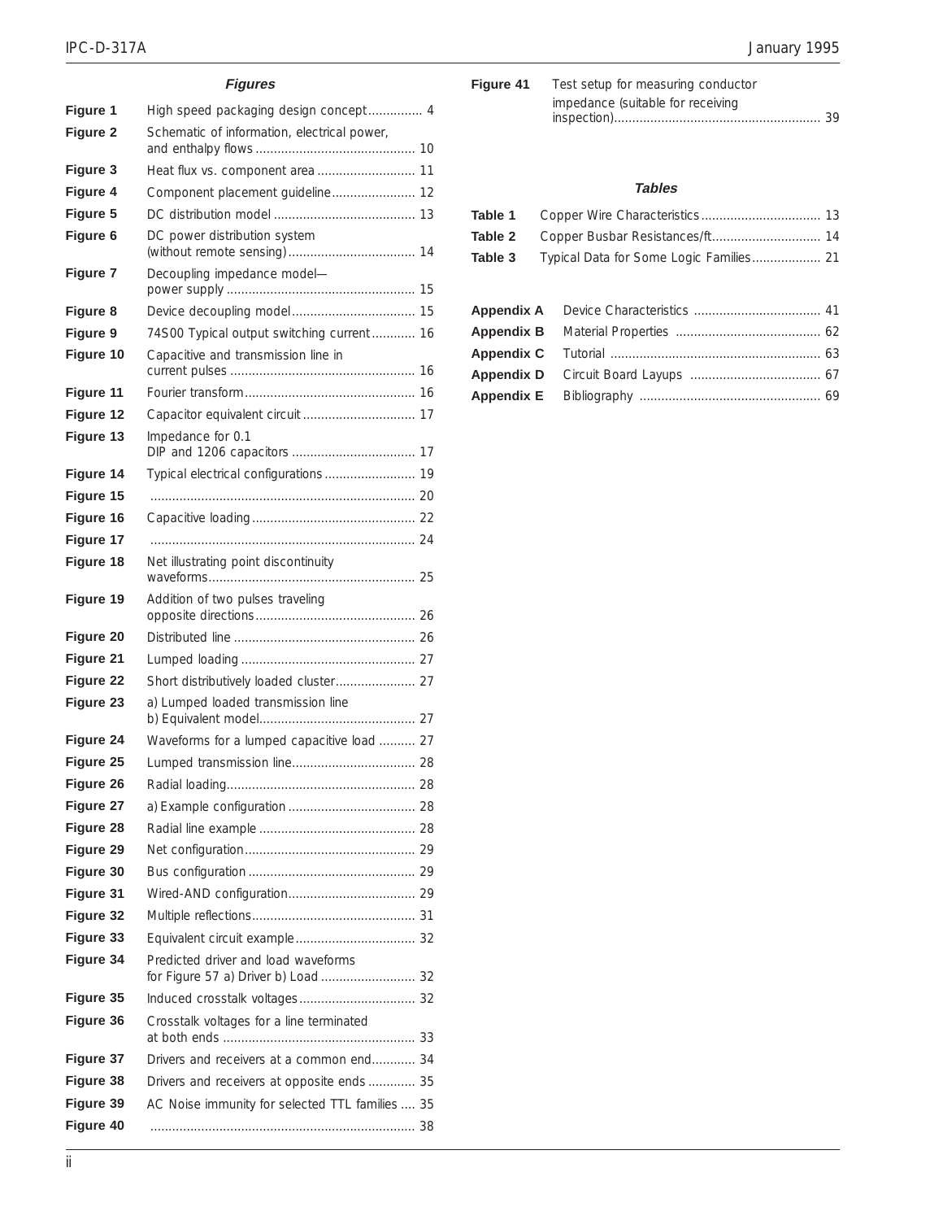## Figures

| | | |
|---|---|---|
| **Figure 1** | High speed packaging design concept | 4 |
| **Figure 2** | Schematic of information, electrical power, and enthalpy flows | 10 |
| **Figure 3** | Heat flux vs. component area | 11 |
| **Figure 4** | Component placement guideline | 12 |
| **Figure 5** | DC distribution model | 13 |
| **Figure 6** | DC power distribution system (without remote sensing) | 14 |
| **Figure 7** | Decoupling impedance model— power supply | 15 |
| **Figure 8** | Device decoupling model | 15 |
| **Figure 9** | 74S00 Typical output switching current | 16 |
| **Figure 10** | Capacitive and transmission line in current pulses | 16 |
| **Figure 11** | Fourier transform | 16 |
| **Figure 12** | Capacitor equivalent circuit | 17 |
| **Figure 13** | Impedance for 0.1 DIP and 1206 capacitors | 17 |
| **Figure 14** | Typical electrical configurations | 19 |
| **Figure 15** | | 20 |
| **Figure 16** | Capacitive loading | 22 |
| **Figure 17** | | 24 |
| **Figure 18** | Net illustrating point discontinuity waveforms | 25 |
| **Figure 19** | Addition of two pulses traveling opposite directions | 26 |
| **Figure 20** | Distributed line | 26 |
| **Figure 21** | Lumped loading | 27 |
| **Figure 22** | Short distributively loaded cluster | 27 |
| **Figure 23** | a) Lumped loaded transmission line b) Equivalent model | 27 |
| **Figure 24** | Waveforms for a lumped capacitive load | 27 |
| **Figure 25** | Lumped transmission line | 28 |
| **Figure 26** | Radial loading | 28 |
| **Figure 27** | a) Example configuration | 28 |
| **Figure 28** | Radial line example | 28 |
| **Figure 29** | Net configuration | 29 |
| **Figure 30** | Bus configuration | 29 |
| **Figure 31** | Wired-AND configuration | 29 |
| **Figure 32** | Multiple reflections | 31 |
| **Figure 33** | Equivalent circuit example | 32 |
| **Figure 34** | Predicted driver and load waveforms for Figure 57 a) Driver b) Load | 32 |
| **Figure 35** | Induced crosstalk voltages | 32 |
| **Figure 36** | Crosstalk voltages for a line terminated at both ends | 33 |
| **Figure 37** | Drivers and receivers at a common end | 34 |
| **Figure 38** | Drivers and receivers at opposite ends | 35 |
| **Figure 39** | AC Noise immunity for selected TTL families | 35 |
| **Figure 40** | | 38 |
| **Figure 41** | Test setup for measuring conductor impedance (suitable for receiving inspection) | 39 |

## Tables

| | | |
|---|---|---|
| **Table 1** | Copper Wire Characteristics | 13 |
| **Table 2** | Copper Busbar Resistances/ft | 14 |
| **Table 3** | Typical Data for Some Logic Families | 21 |

| | | |
|---|---|---|
| **Appendix A** | Device Characteristics | 41 |
| **Appendix B** | Material Properties | 62 |
| **Appendix C** | Tutorial | 63 |
| **Appendix D** | Circuit Board Layups | 67 |
| **Appendix E** | Bibliography | 69 |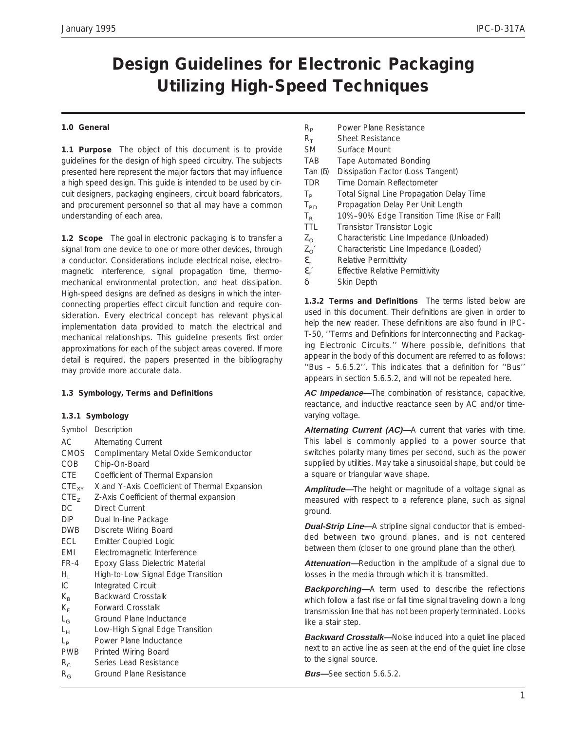# Design Guidelines for Electronic Packaging Utilizing High-Speed Techniques

## 1.0 General

**1.1 Purpose** The object of this document is to provide guidelines for the design of high speed circuitry. The subjects presented here represent the major factors that may influence a high speed design. This guide is intended to be used by circuit designers, packaging engineers, circuit board fabricators, and procurement personnel so that all may have a common understanding of each area.

**1.2 Scope** The goal in electronic packaging is to transfer a signal from one device to one or more other devices, through a conductor. Considerations include electrical noise, electromagnetic interference, signal propagation time, thermomechanical environmental protection, and heat dissipation. High-speed designs are defined as designs in which the interconnecting properties effect circuit function and require consideration. Every electrical concept has relevant physical implementation data provided to match the electrical and mechanical relationships. This guideline presents first order approximations for each of the subject areas covered. If more detail is required, the papers presented in the bibliography may provide more accurate data.

### 1.3 Symbology, Terms and Definitions

#### 1.3.1 Symbology

| Symbol | Description |
|---|---|
| AC | Alternating Current |
| CMOS | Complimentary Metal Oxide Semiconductor |
| COB | Chip-On-Board |
| CTE | Coefficient of Thermal Expansion |
| $CTE_{XY}$ | X and Y-Axis Coefficient of Thermal Expansion |
| $CTE_Z$ | Z-Axis Coefficient of thermal expansion |
| DC | Direct Current |
| DIP | Dual In-line Package |
| DWB | Discrete Wiring Board |
| ECL | Emitter Coupled Logic |
| EMI | Electromagnetic Interference |
| FR-4 | Epoxy Glass Dielectric Material |
| $H_L$ | High-to-Low Signal Edge Transition |
| IC | Integrated Circuit |
| $K_B$ | Backward Crosstalk |
| $K_F$ | Forward Crosstalk |
| $L_G$ | Ground Plane Inductance |
| $L_H$ | Low-High Signal Edge Transition |
| $L_P$ | Power Plane Inductance |
| PWB | Printed Wiring Board |
| $R_C$ | Series Lead Resistance |
| $R_G$ | Ground Plane Resistance |
| $R_P$ | Power Plane Resistance |
| $R_T$ | Sheet Resistance |
| SM | Surface Mount |
| TAB | Tape Automated Bonding |
| Tan (δ) | Dissipation Factor (Loss Tangent) |
| TDR | Time Domain Reflectometer |
| $T_P$ | Total Signal Line Propagation Delay Time |
| $T_{PD}$ | Propagation Delay Per Unit Length |
| $T_R$ | 10%–90% Edge Transition Time (Rise or Fall) |
| TTL | Transistor Transistor Logic |
| $Z_O$ | Characteristic Line Impedance (Unloaded) |
| $Z_O'$ | Characteristic Line Impedance (Loaded) |
| $\varepsilon_r$ | Relative Permittivity |
| $\varepsilon_r'$ | Effective Relative Permittivity |
| δ | Skin Depth |

**1.3.2 Terms and Definitions** The terms listed below are used in this document. Their definitions are given in order to help the new reader. These definitions are also found in IPC-T-50, ''Terms and Definitions for Interconnecting and Packaging Electronic Circuits.'' Where possible, definitions that appear in the body of this document are referred to as follows: ''Bus – 5.6.5.2''. This indicates that a definition for ''Bus'' appears in section 5.6.5.2, and will not be repeated here.

***AC Impedance***—The combination of resistance, capacitive, reactance, and inductive reactance seen by AC and/or time-varying voltage.

***Alternating Current (AC)***—A current that varies with time. This label is commonly applied to a power source that switches polarity many times per second, such as the power supplied by utilities. May take a sinusoidal shape, but could be a square or triangular wave shape.

***Amplitude***—The height or magnitude of a voltage signal as measured with respect to a reference plane, such as signal ground.

***Dual-Strip Line***—A stripline signal conductor that is embedded between two ground planes, and is not centered between them (closer to one ground plane than the other).

***Attenuation***—Reduction in the amplitude of a signal due to losses in the media through which it is transmitted.

***Backporching***—A term used to describe the reflections which follow a fast rise or fall time signal traveling down a long transmission line that has not been properly terminated. Looks like a stair step.

***Backward Crosstalk***—Noise induced into a quiet line placed next to an active line as seen at the end of the quiet line close to the signal source.

***Bus***—See section 5.6.5.2.